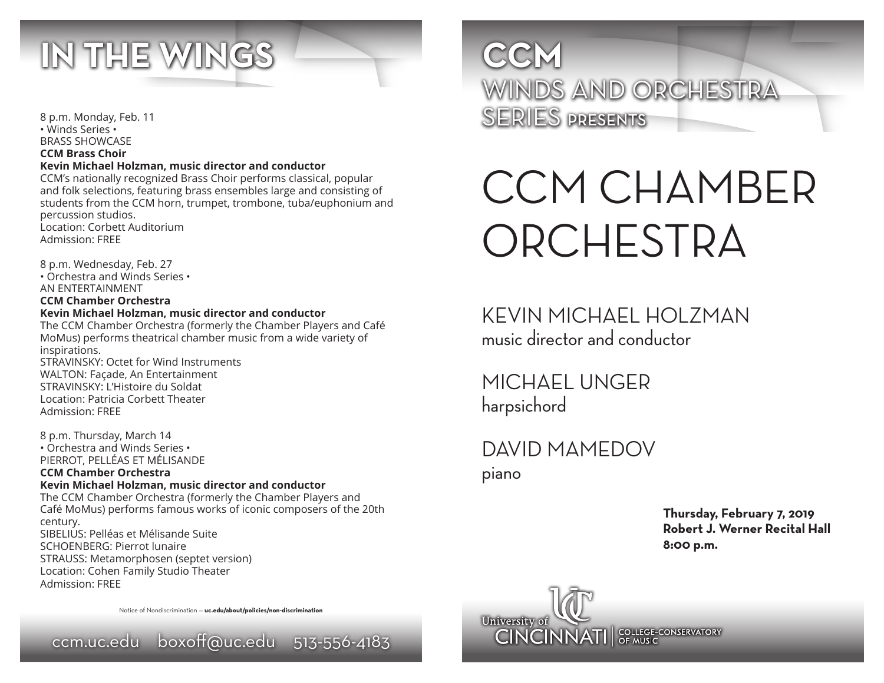# IN THE WINGS

8 p.m. Monday, Feb. 11
• Winds Series •
BRASS SHOWCASE
**CCM Brass Choir**
**Kevin Michael Holzman, music director and conductor**
CCM's nationally recognized Brass Choir performs classical, popular and folk selections, featuring brass ensembles large and consisting of students from the CCM horn, trumpet, trombone, tuba/euphonium and percussion studios.
Location: Corbett Auditorium
Admission: FREE

8 p.m. Wednesday, Feb. 27
• Orchestra and Winds Series •
AN ENTERTAINMENT
**CCM Chamber Orchestra**
**Kevin Michael Holzman, music director and conductor**
The CCM Chamber Orchestra (formerly the Chamber Players and Café MoMus) performs theatrical chamber music from a wide variety of inspirations.
STRAVINSKY: Octet for Wind Instruments
WALTON: Façade, An Entertainment
STRAVINSKY: L'Histoire du Soldat
Location: Patricia Corbett Theater
Admission: FREE

8 p.m. Thursday, March 14
• Orchestra and Winds Series •
PIERROT, PELLÉAS ET MÉLISANDE
**CCM Chamber Orchestra**
**Kevin Michael Holzman, music director and conductor**
The CCM Chamber Orchestra (formerly the Chamber Players and Café MoMus) performs famous works of iconic composers of the 20th century.
SIBELIUS: Pelléas et Mélisande Suite
SCHOENBERG: Pierrot lunaire
STRAUSS: Metamorphosen (septet version)
Location: Cohen Family Studio Theater
Admission: FREE

Notice of Nondiscrimination — **uc.edu/about/policies/non-discrimination**

ccm.uc.edu boxoff@uc.edu 513-556-4183

# CCM WINDS AND ORCHESTRA SERIES PRESENTS

# CCM CHAMBER ORCHESTRA

## KEVIN MICHAEL HOLZMAN
music director and conductor

## MICHAEL UNGER
harpsichord

## DAVID MAMEDOV
piano

**Thursday, February 7, 2019**
**Robert J. Werner Recital Hall**
**8:00 p.m.**

University of Cincinnati | College-Conservatory of Music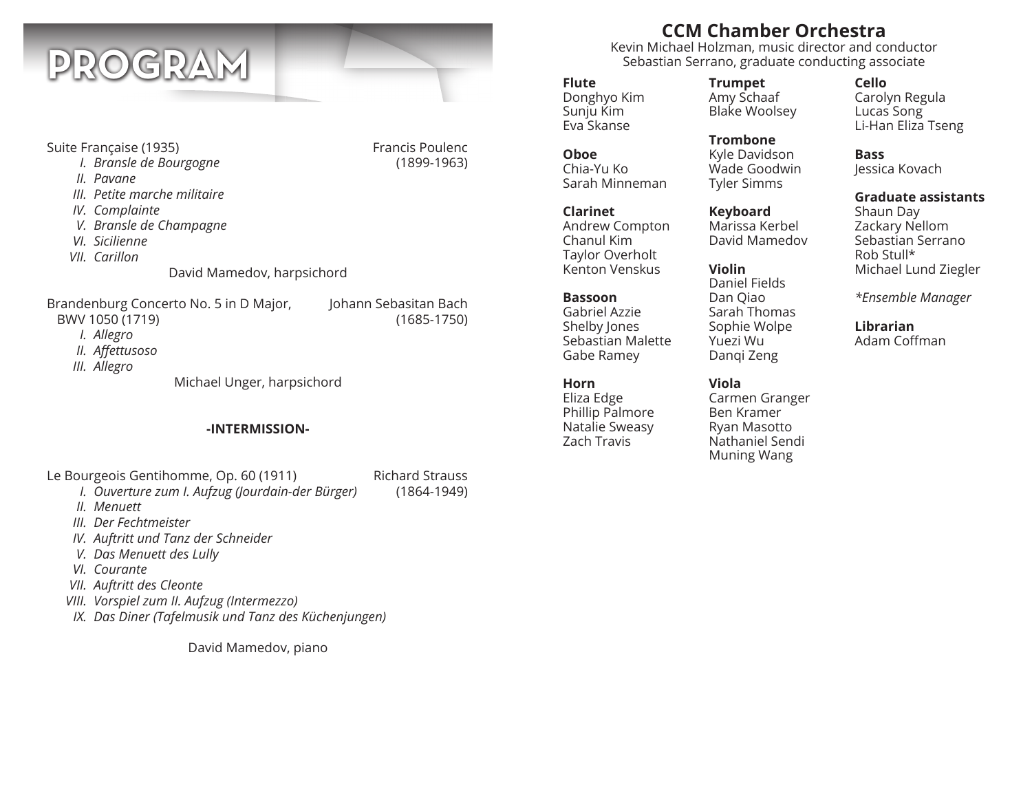# PROGRAM

Suite Française (1935) — Francis Poulenc (1899-1963)

*I. Bransle de Bourgogne*
*II. Pavane*
*III. Petite marche militaire*
*IV. Complainte*
*V. Bransle de Champagne*
*VI. Sicilienne*
*VII. Carillon*

David Mamedov, harpsichord

Brandenburg Concerto No. 5 in D Major, BWV 1050 (1719) — Johann Sebasitan Bach (1685-1750)

*I. Allegro*
*II. Affettusoso*
*III. Allegro*

Michael Unger, harpsichord

**-INTERMISSION-**

Le Bourgeois Gentihomme, Op. 60 (1911) — Richard Strauss (1864-1949)

*I. Ouverture zum I. Aufzug (Jourdain-der Bürger)*
*II. Menuett*
*III. Der Fechtmeister*
*IV. Auftritt und Tanz der Schneider*
*V. Das Menuett des Lully*
*VI. Courante*
*VII. Auftritt des Cleonte*
*VIII. Vorspiel zum II. Aufzug (Intermezzo)*
*IX. Das Diner (Tafelmusik und Tanz des Küchenjungen)*

David Mamedov, piano

## CCM Chamber Orchestra

Kevin Michael Holzman, music director and conductor
Sebastian Serrano, graduate conducting associate

**Flute**
Donghyo Kim
Sunju Kim
Eva Skanse

**Oboe**
Chia-Yu Ko
Sarah Minneman

**Clarinet**
Andrew Compton
Chanul Kim
Taylor Overholt
Kenton Venskus

**Bassoon**
Gabriel Azzie
Shelby Jones
Sebastian Malette
Gabe Ramey

**Horn**
Eliza Edge
Phillip Palmore
Natalie Sweasy
Zach Travis

**Trumpet**
Amy Schaaf
Blake Woolsey

**Trombone**
Kyle Davidson
Wade Goodwin
Tyler Simms

**Keyboard**
Marissa Kerbel
David Mamedov

**Violin**
Daniel Fields
Dan Qiao
Sarah Thomas
Sophie Wolpe
Yuezi Wu
Danqi Zeng

**Viola**
Carmen Granger
Ben Kramer
Ryan Masotto
Nathaniel Sendi
Muning Wang

**Cello**
Carolyn Regula
Lucas Song
Li-Han Eliza Tseng

**Bass**
Jessica Kovach

**Graduate assistants**
Shaun Day
Zackary Nellom
Sebastian Serrano
Rob Stull*
Michael Lund Ziegler

*\*Ensemble Manager*

**Librarian**
Adam Coffman